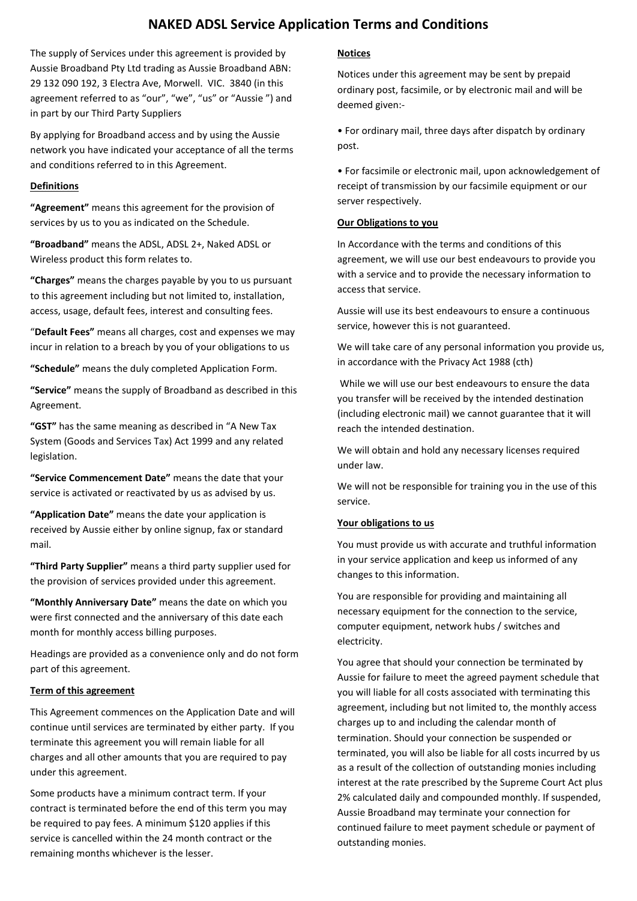# NAKED ADSL Service Application Terms and Conditions

The supply of Services under this agreement is provided by Aussie Broadband Pty Ltd trading as Aussie Broadband ABN: 29 132 090 192, 3 Electra Ave, Morwell. VIC. 3840 (in this agreement referred to as "our", "we", "us" or "Aussie ") and in part by our Third Party Suppliers

By applying for Broadband access and by using the Aussie network you have indicated your acceptance of all the terms and conditions referred to in this Agreement.

**Definitions**

**"Agreement"** means this agreement for the provision of services by us to you as indicated on the Schedule.

**"Broadband"** means the ADSL, ADSL 2+, Naked ADSL or Wireless product this form relates to.

**"Charges"** means the charges payable by you to us pursuant to this agreement including but not limited to, installation, access, usage, default fees, interest and consulting fees.

"**Default Fees"** means all charges, cost and expenses we may incur in relation to a breach by you of your obligations to us

**"Schedule"** means the duly completed Application Form.

**"Service"** means the supply of Broadband as described in this Agreement.

**"GST"** has the same meaning as described in "A New Tax System (Goods and Services Tax) Act 1999 and any related legislation.

**"Service Commencement Date"** means the date that your service is activated or reactivated by us as advised by us.

**"Application Date"** means the date your application is received by Aussie either by online signup, fax or standard mail.

**"Third Party Supplier"** means a third party supplier used for the provision of services provided under this agreement.

**"Monthly Anniversary Date"** means the date on which you were first connected and the anniversary of this date each month for monthly access billing purposes.

Headings are provided as a convenience only and do not form part of this agreement.

**Term of this agreement**

This Agreement commences on the Application Date and will continue until services are terminated by either party. If you terminate this agreement you will remain liable for all charges and all other amounts that you are required to pay under this agreement.

Some products have a minimum contract term. If your contract is terminated before the end of this term you may be required to pay fees. A minimum $120 applies if this service is cancelled within the 24 month contract or the remaining months whichever is the lesser.

**Notices**

Notices under this agreement may be sent by prepaid ordinary post, facsimile, or by electronic mail and will be deemed given:-

- For ordinary mail, three days after dispatch by ordinary post.
- For facsimile or electronic mail, upon acknowledgement of receipt of transmission by our facsimile equipment or our server respectively.

**Our Obligations to you**

In Accordance with the terms and conditions of this agreement, we will use our best endeavours to provide you with a service and to provide the necessary information to access that service.

Aussie will use its best endeavours to ensure a continuous service, however this is not guaranteed.

We will take care of any personal information you provide us, in accordance with the Privacy Act 1988 (cth)

While we will use our best endeavours to ensure the data you transfer will be received by the intended destination (including electronic mail) we cannot guarantee that it will reach the intended destination.

We will obtain and hold any necessary licenses required under law.

We will not be responsible for training you in the use of this service.

**Your obligations to us**

You must provide us with accurate and truthful information in your service application and keep us informed of any changes to this information.

You are responsible for providing and maintaining all necessary equipment for the connection to the service, computer equipment, network hubs / switches and electricity.

You agree that should your connection be terminated by Aussie for failure to meet the agreed payment schedule that you will liable for all costs associated with terminating this agreement, including but not limited to, the monthly access charges up to and including the calendar month of termination. Should your connection be suspended or terminated, you will also be liable for all costs incurred by us as a result of the collection of outstanding monies including interest at the rate prescribed by the Supreme Court Act plus 2% calculated daily and compounded monthly. If suspended, Aussie Broadband may terminate your connection for continued failure to meet payment schedule or payment of outstanding monies.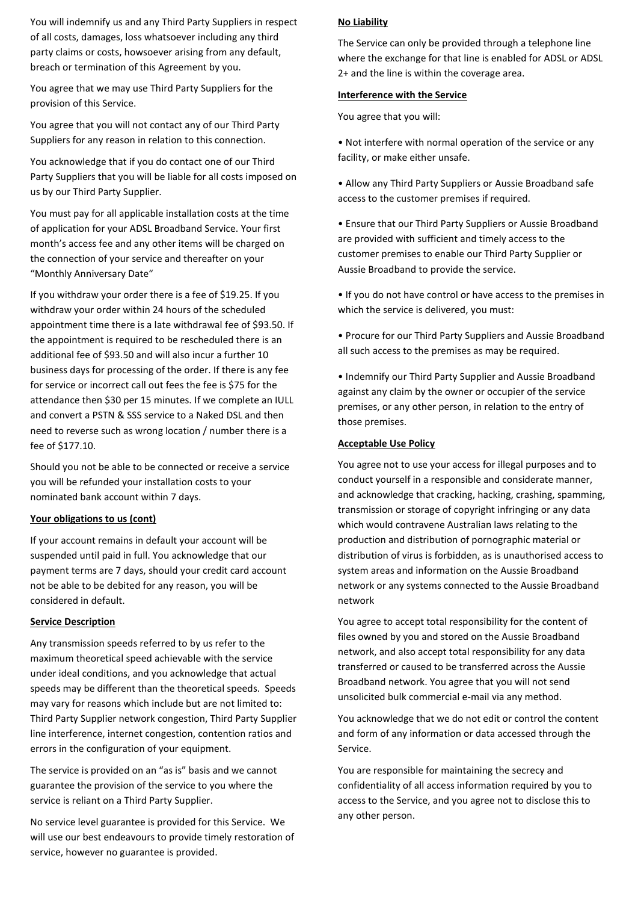You will indemnify us and any Third Party Suppliers in respect of all costs, damages, loss whatsoever including any third party claims or costs, howsoever arising from any default, breach or termination of this Agreement by you.

You agree that we may use Third Party Suppliers for the provision of this Service.

You agree that you will not contact any of our Third Party Suppliers for any reason in relation to this connection.

You acknowledge that if you do contact one of our Third Party Suppliers that you will be liable for all costs imposed on us by our Third Party Supplier.

You must pay for all applicable installation costs at the time of application for your ADSL Broadband Service. Your first month's access fee and any other items will be charged on the connection of your service and thereafter on your "Monthly Anniversary Date"

If you withdraw your order there is a fee of $19.25. If you withdraw your order within 24 hours of the scheduled appointment time there is a late withdrawal fee of $93.50. If the appointment is required to be rescheduled there is an additional fee of $93.50 and will also incur a further 10 business days for processing of the order. If there is any fee for service or incorrect call out fees the fee is $75 for the attendance then $30 per 15 minutes. If we complete an IULL and convert a PSTN & SSS service to a Naked DSL and then need to reverse such as wrong location / number there is a fee of $177.10.

Should you not be able to be connected or receive a service you will be refunded your installation costs to your nominated bank account within 7 days.

**Your obligations to us (cont)**

If your account remains in default your account will be suspended until paid in full. You acknowledge that our payment terms are 7 days, should your credit card account not be able to be debited for any reason, you will be considered in default.

**Service Description**

Any transmission speeds referred to by us refer to the maximum theoretical speed achievable with the service under ideal conditions, and you acknowledge that actual speeds may be different than the theoretical speeds. Speeds may vary for reasons which include but are not limited to: Third Party Supplier network congestion, Third Party Supplier line interference, internet congestion, contention ratios and errors in the configuration of your equipment.

The service is provided on an "as is" basis and we cannot guarantee the provision of the service to you where the service is reliant on a Third Party Supplier.

No service level guarantee is provided for this Service. We will use our best endeavours to provide timely restoration of service, however no guarantee is provided.

**No Liability**

The Service can only be provided through a telephone line where the exchange for that line is enabled for ADSL or ADSL 2+ and the line is within the coverage area.

**Interference with the Service**

You agree that you will:

- Not interfere with normal operation of the service or any facility, or make either unsafe.
- Allow any Third Party Suppliers or Aussie Broadband safe access to the customer premises if required.
- Ensure that our Third Party Suppliers or Aussie Broadband are provided with sufficient and timely access to the customer premises to enable our Third Party Supplier or Aussie Broadband to provide the service.
- If you do not have control or have access to the premises in which the service is delivered, you must:
- Procure for our Third Party Suppliers and Aussie Broadband all such access to the premises as may be required.
- Indemnify our Third Party Supplier and Aussie Broadband against any claim by the owner or occupier of the service premises, or any other person, in relation to the entry of those premises.

**Acceptable Use Policy**

You agree not to use your access for illegal purposes and to conduct yourself in a responsible and considerate manner, and acknowledge that cracking, hacking, crashing, spamming, transmission or storage of copyright infringing or any data which would contravene Australian laws relating to the production and distribution of pornographic material or distribution of virus is forbidden, as is unauthorised access to system areas and information on the Aussie Broadband network or any systems connected to the Aussie Broadband network

You agree to accept total responsibility for the content of files owned by you and stored on the Aussie Broadband network, and also accept total responsibility for any data transferred or caused to be transferred across the Aussie Broadband network. You agree that you will not send unsolicited bulk commercial e-mail via any method.

You acknowledge that we do not edit or control the content and form of any information or data accessed through the Service.

You are responsible for maintaining the secrecy and confidentiality of all access information required by you to access to the Service, and you agree not to disclose this to any other person.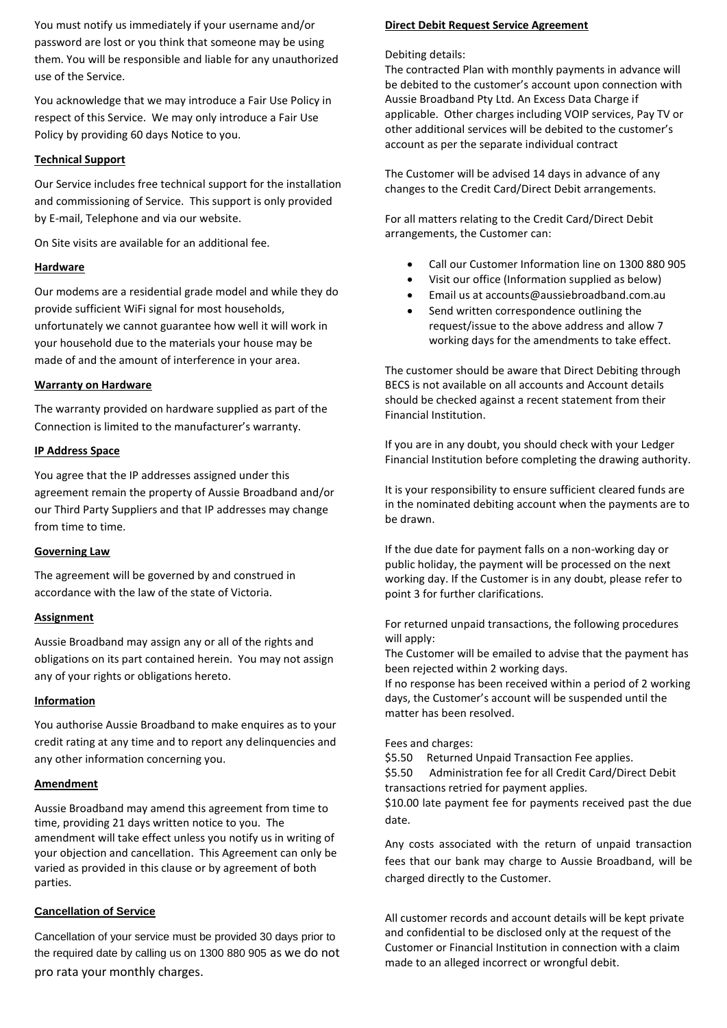You must notify us immediately if your username and/or password are lost or you think that someone may be using them. You will be responsible and liable for any unauthorized use of the Service.

You acknowledge that we may introduce a Fair Use Policy in respect of this Service. We may only introduce a Fair Use Policy by providing 60 days Notice to you.

**Technical Support**

Our Service includes free technical support for the installation and commissioning of Service. This support is only provided by E-mail, Telephone and via our website.

On Site visits are available for an additional fee.

**Hardware**

Our modems are a residential grade model and while they do provide sufficient WiFi signal for most households, unfortunately we cannot guarantee how well it will work in your household due to the materials your house may be made of and the amount of interference in your area.

**Warranty on Hardware**

The warranty provided on hardware supplied as part of the Connection is limited to the manufacturer's warranty.

**IP Address Space**

You agree that the IP addresses assigned under this agreement remain the property of Aussie Broadband and/or our Third Party Suppliers and that IP addresses may change from time to time.

**Governing Law**

The agreement will be governed by and construed in accordance with the law of the state of Victoria.

**Assignment**

Aussie Broadband may assign any or all of the rights and obligations on its part contained herein. You may not assign any of your rights or obligations hereto.

**Information**

You authorise Aussie Broadband to make enquires as to your credit rating at any time and to report any delinquencies and any other information concerning you.

**Amendment**

Aussie Broadband may amend this agreement from time to time, providing 21 days written notice to you. The amendment will take effect unless you notify us in writing of your objection and cancellation. This Agreement can only be varied as provided in this clause or by agreement of both parties.

**Cancellation of Service**

Cancellation of your service must be provided 30 days prior to the required date by calling us on 1300 880 905 as we do not pro rata your monthly charges.

**Direct Debit Request Service Agreement**

Debiting details:
The contracted Plan with monthly payments in advance will be debited to the customer's account upon connection with Aussie Broadband Pty Ltd. An Excess Data Charge if applicable. Other charges including VOIP services, Pay TV or other additional services will be debited to the customer's account as per the separate individual contract

The Customer will be advised 14 days in advance of any changes to the Credit Card/Direct Debit arrangements.

For all matters relating to the Credit Card/Direct Debit arrangements, the Customer can:

- Call our Customer Information line on 1300 880 905
- Visit our office (Information supplied as below)
- Email us at accounts@aussiebroadband.com.au
- Send written correspondence outlining the request/issue to the above address and allow 7 working days for the amendments to take effect.

The customer should be aware that Direct Debiting through BECS is not available on all accounts and Account details should be checked against a recent statement from their Financial Institution.

If you are in any doubt, you should check with your Ledger Financial Institution before completing the drawing authority.

It is your responsibility to ensure sufficient cleared funds are in the nominated debiting account when the payments are to be drawn.

If the due date for payment falls on a non-working day or public holiday, the payment will be processed on the next working day. If the Customer is in any doubt, please refer to point 3 for further clarifications.

For returned unpaid transactions, the following procedures will apply:
The Customer will be emailed to advise that the payment has been rejected within 2 working days.
If no response has been received within a period of 2 working days, the Customer's account will be suspended until the matter has been resolved.

Fees and charges:
$5.50 Returned Unpaid Transaction Fee applies.
$5.50 Administration fee for all Credit Card/Direct Debit transactions retried for payment applies.
$10.00 late payment fee for payments received past the due date.

Any costs associated with the return of unpaid transaction fees that our bank may charge to Aussie Broadband, will be charged directly to the Customer.

All customer records and account details will be kept private and confidential to be disclosed only at the request of the Customer or Financial Institution in connection with a claim made to an alleged incorrect or wrongful debit.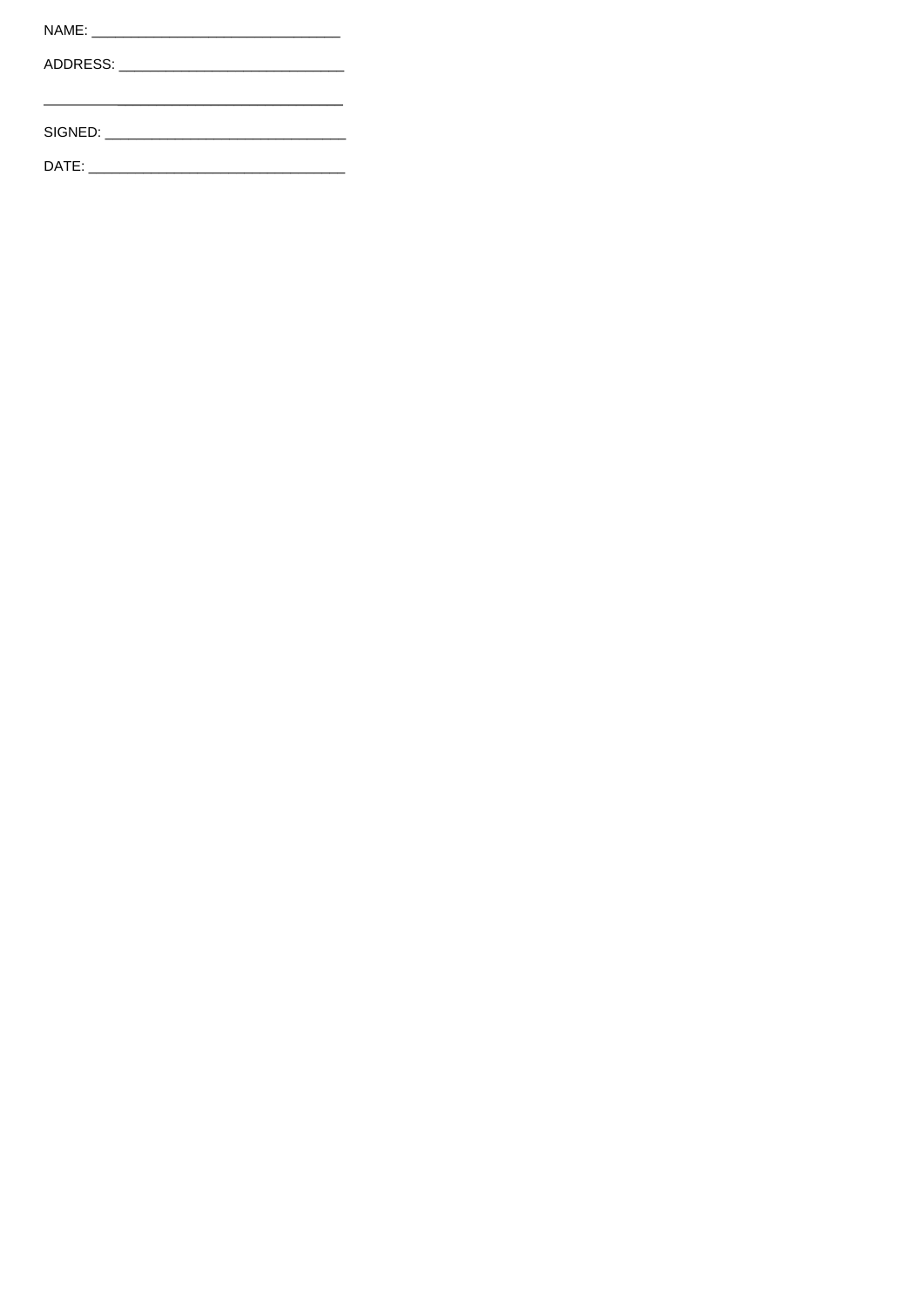NAME: ________________________________

ADDRESS: _____________________________

______________________________________

SIGNED: ______________________________

DATE: ________________________________